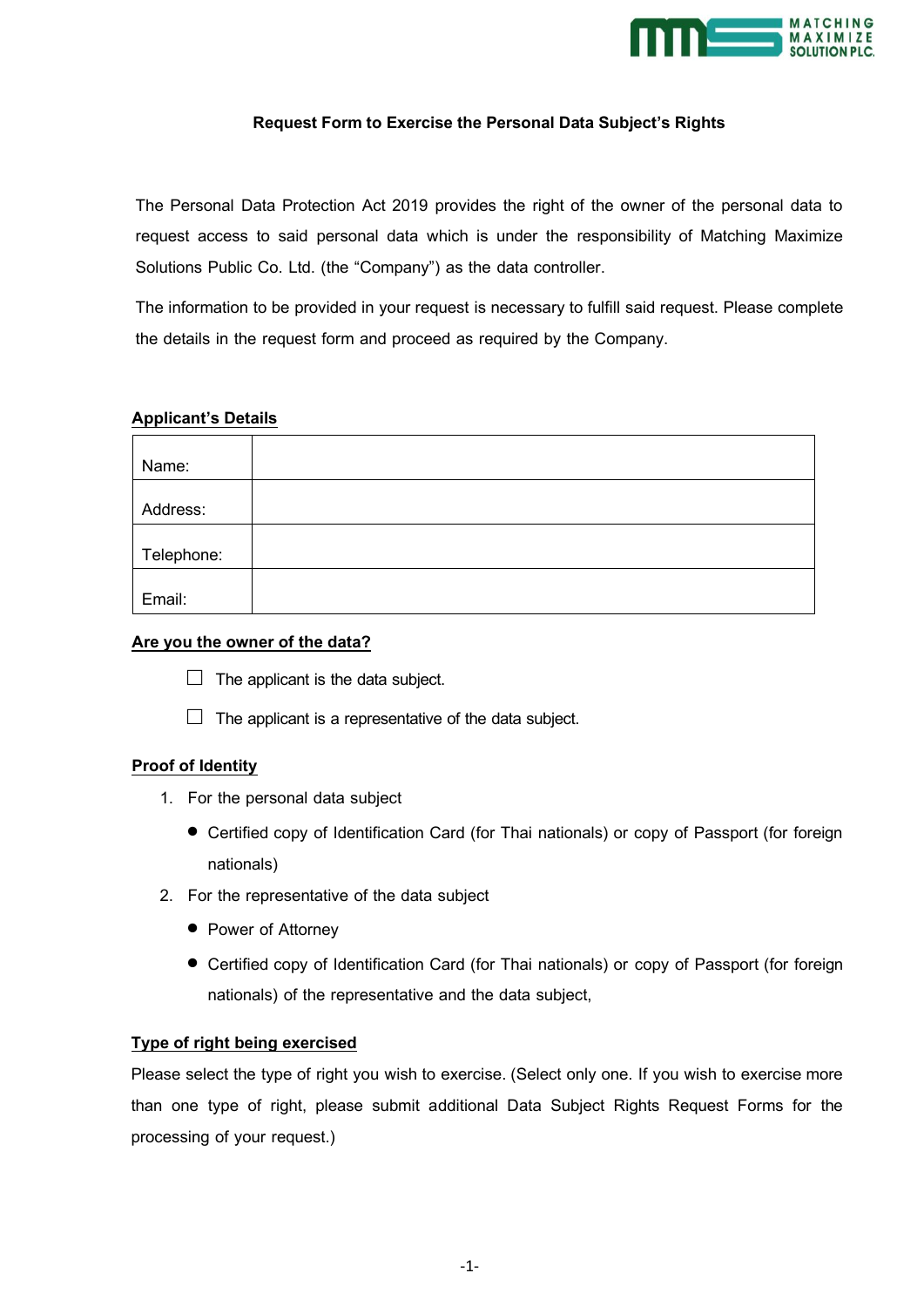# Request Form to Exercise the Personal Data Subject's Rights

The Personal Data Protection Act 2019 provides the right of the owner of the personal data to request access to said personal data which is under the responsibility of Matching Maximize Solutions Public Co. Ltd. (the "Company") as the data controller.

The information to be provided in your request is necessary to fulfill said request. Please complete the details in the request form and proceed as required by the Company.

## Applicant's Details

| Name: | |
|---|---|
| Address: | |
| Telephone: | |
| Email: | |

## Are you the owner of the data?

☐ The applicant is the data subject.

☐ The applicant is a representative of the data subject.

## Proof of Identity

1. For the personal data subject
   - Certified copy of Identification Card (for Thai nationals) or copy of Passport (for foreign nationals)
2. For the representative of the data subject
   - Power of Attorney
   - Certified copy of Identification Card (for Thai nationals) or copy of Passport (for foreign nationals) of the representative and the data subject,

## Type of right being exercised

Please select the type of right you wish to exercise. (Select only one. If you wish to exercise more than one type of right, please submit additional Data Subject Rights Request Forms for the processing of your request.)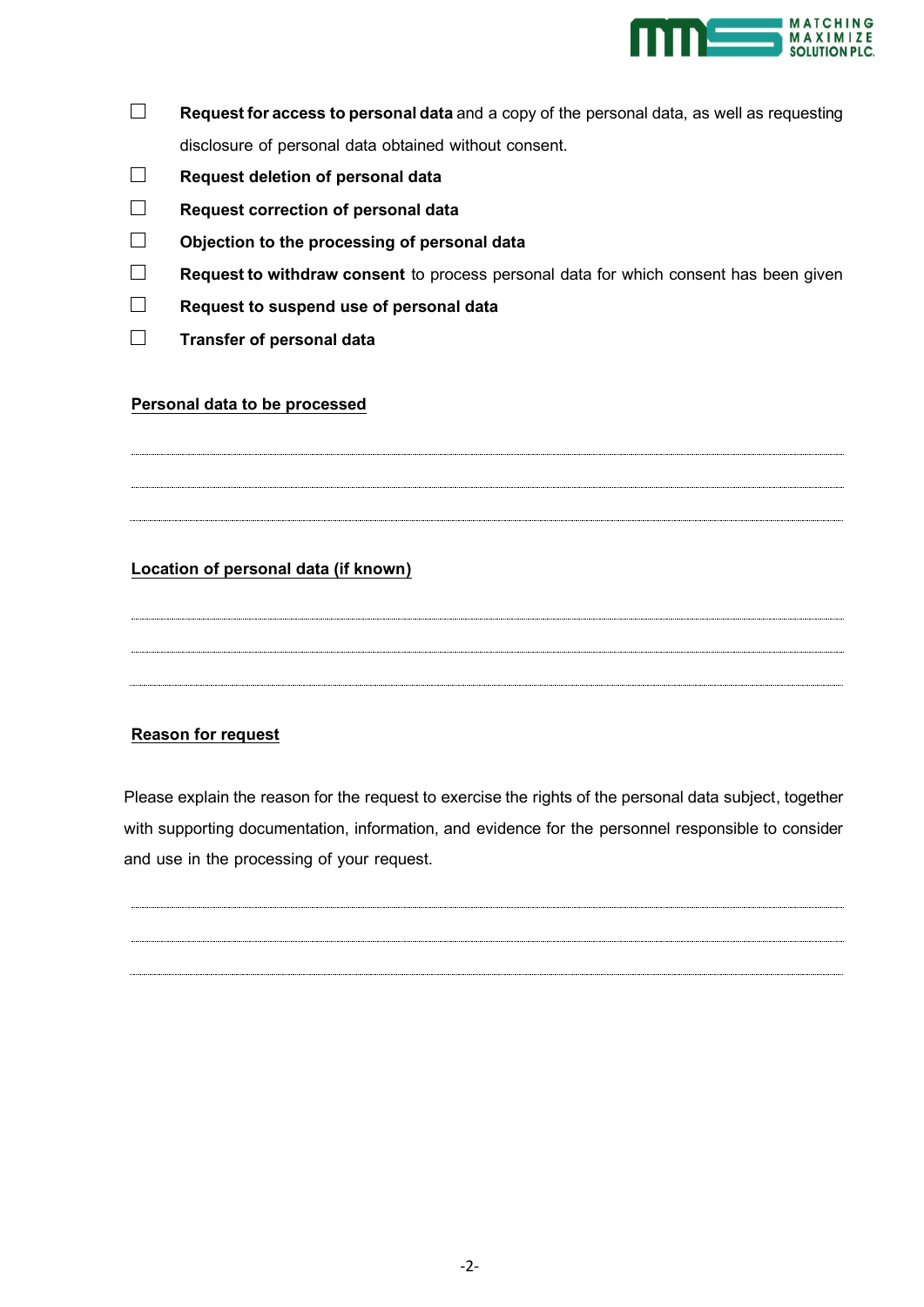- ☐ **Request for access to personal data** and a copy of the personal data, as well as requesting disclosure of personal data obtained without consent.
- ☐ **Request deletion of personal data**
- ☐ **Request correction of personal data**
- ☐ **Objection to the processing of personal data**
- ☐ **Request to withdraw consent** to process personal data for which consent has been given
- ☐ **Request to suspend use of personal data**
- ☐ **Transfer of personal data**

**Personal data to be processed**

..............................................................................................................................................

..............................................................................................................................................

..............................................................................................................................................

**Location of personal data (if known)**

..............................................................................................................................................

..............................................................................................................................................

..............................................................................................................................................

**Reason for request**

Please explain the reason for the request to exercise the rights of the personal data subject, together with supporting documentation, information, and evidence for the personnel responsible to consider and use in the processing of your request.

..............................................................................................................................................

..............................................................................................................................................

..............................................................................................................................................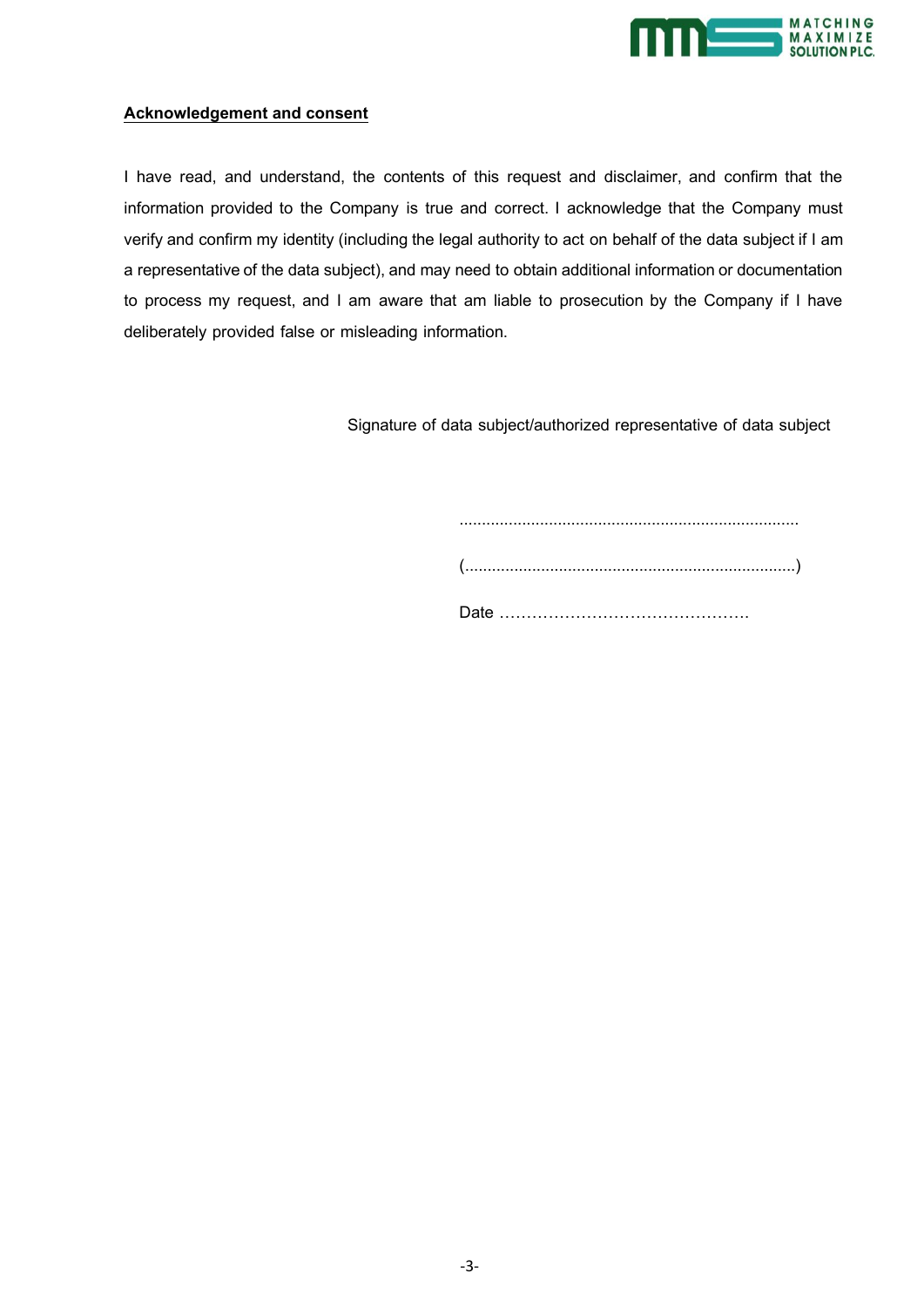**Acknowledgement and consent**

I have read, and understand, the contents of this request and disclaimer, and confirm that the information provided to the Company is true and correct. I acknowledge that the Company must verify and confirm my identity (including the legal authority to act on behalf of the data subject if I am a representative of the data subject), and may need to obtain additional information or documentation to process my request, and I am aware that am liable to prosecution by the Company if I have deliberately provided false or misleading information.

Signature of data subject/authorized representative of data subject

............................................................................

(..........................................................................)

Date ……………………………………….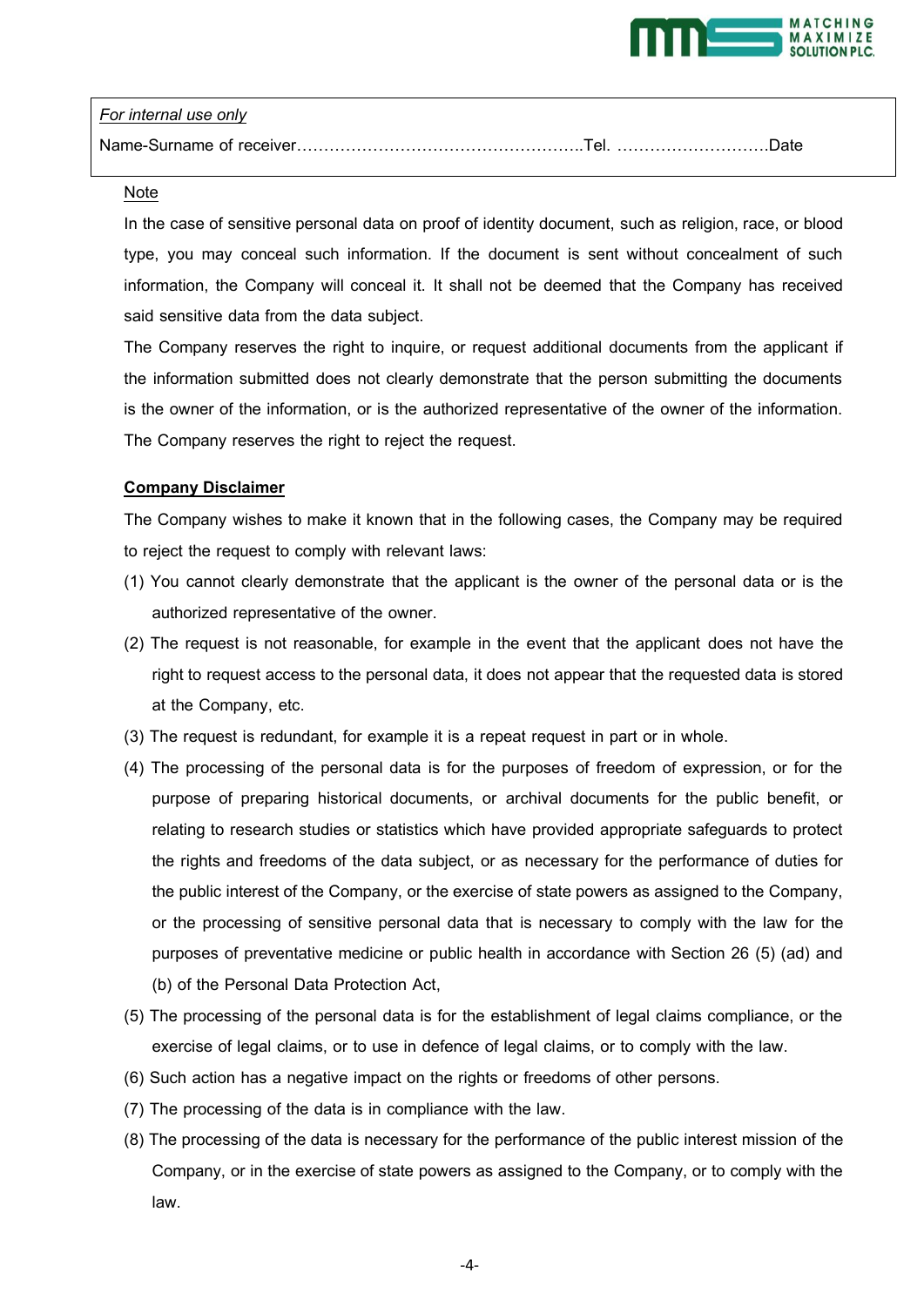| *For internal use only* |
| --- |
| Name-Surname of receiver…………………………………………….Tel. ……………………….Date |

Note

In the case of sensitive personal data on proof of identity document, such as religion, race, or blood type, you may conceal such information. If the document is sent without concealment of such information, the Company will conceal it. It shall not be deemed that the Company has received said sensitive data from the data subject.

The Company reserves the right to inquire, or request additional documents from the applicant if the information submitted does not clearly demonstrate that the person submitting the documents is the owner of the information, or is the authorized representative of the owner of the information. The Company reserves the right to reject the request.

**Company Disclaimer**

The Company wishes to make it known that in the following cases, the Company may be required to reject the request to comply with relevant laws:

(1) You cannot clearly demonstrate that the applicant is the owner of the personal data or is the authorized representative of the owner.

(2) The request is not reasonable, for example in the event that the applicant does not have the right to request access to the personal data, it does not appear that the requested data is stored at the Company, etc.

(3) The request is redundant, for example it is a repeat request in part or in whole.

(4) The processing of the personal data is for the purposes of freedom of expression, or for the purpose of preparing historical documents, or archival documents for the public benefit, or relating to research studies or statistics which have provided appropriate safeguards to protect the rights and freedoms of the data subject, or as necessary for the performance of duties for the public interest of the Company, or the exercise of state powers as assigned to the Company, or the processing of sensitive personal data that is necessary to comply with the law for the purposes of preventative medicine or public health in accordance with Section 26 (5) (ad) and (b) of the Personal Data Protection Act,

(5) The processing of the personal data is for the establishment of legal claims compliance, or the exercise of legal claims, or to use in defence of legal claims, or to comply with the law.

(6) Such action has a negative impact on the rights or freedoms of other persons.

(7) The processing of the data is in compliance with the law.

(8) The processing of the data is necessary for the performance of the public interest mission of the Company, or in the exercise of state powers as assigned to the Company, or to comply with the law.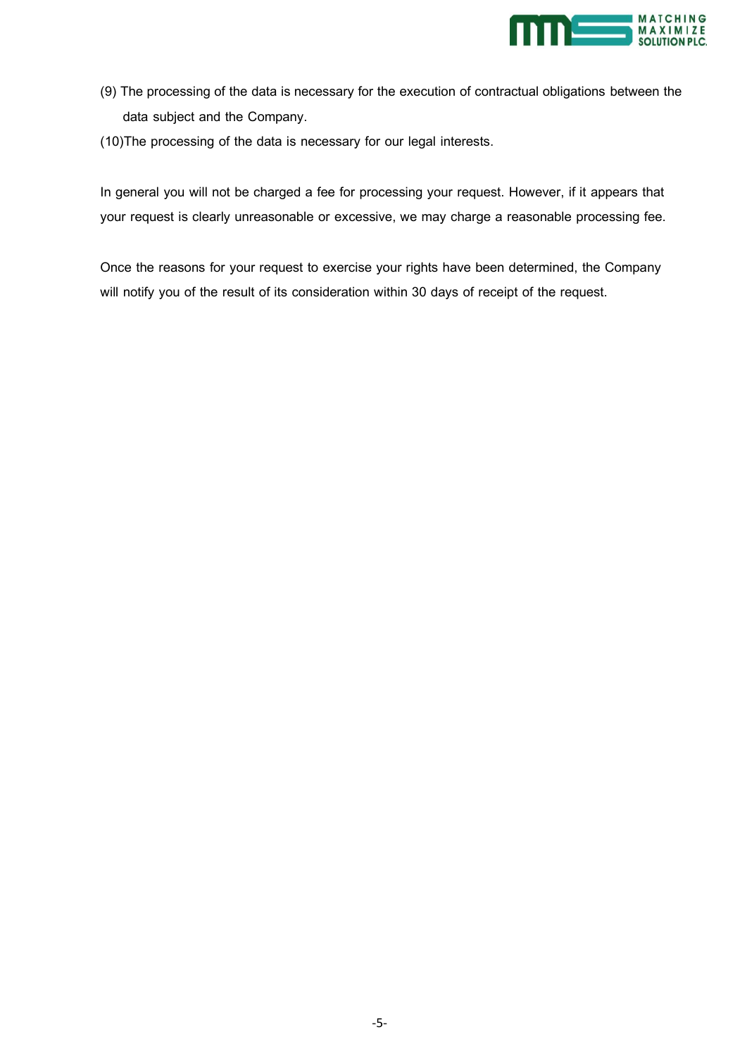(9) The processing of the data is necessary for the execution of contractual obligations between the data subject and the Company.

(10)The processing of the data is necessary for our legal interests.

In general you will not be charged a fee for processing your request. However, if it appears that your request is clearly unreasonable or excessive, we may charge a reasonable processing fee.

Once the reasons for your request to exercise your rights have been determined, the Company will notify you of the result of its consideration within 30 days of receipt of the request.